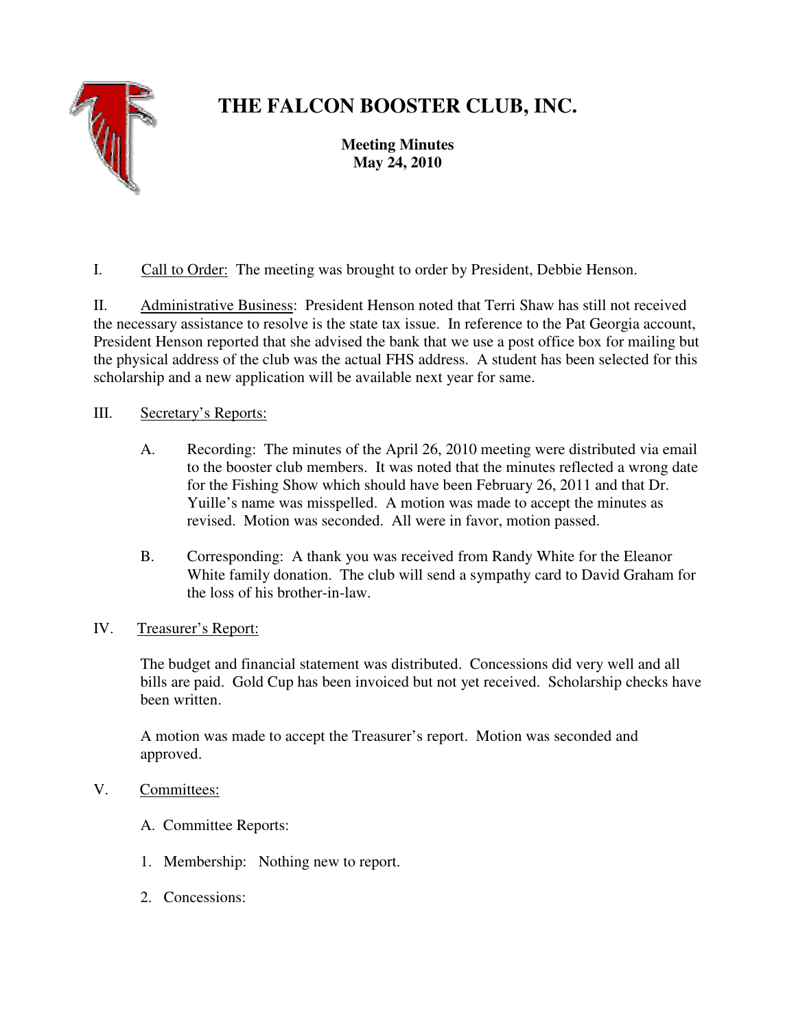# THE FALCON BOOSTER CLUB, INC.

**Meeting Minutes**
**May 24, 2010**

I. Call to Order: The meeting was brought to order by President, Debbie Henson.

II. Administrative Business: President Henson noted that Terri Shaw has still not received the necessary assistance to resolve is the state tax issue. In reference to the Pat Georgia account, President Henson reported that she advised the bank that we use a post office box for mailing but the physical address of the club was the actual FHS address. A student has been selected for this scholarship and a new application will be available next year for same.

III. Secretary's Reports:

A. Recording: The minutes of the April 26, 2010 meeting were distributed via email to the booster club members. It was noted that the minutes reflected a wrong date for the Fishing Show which should have been February 26, 2011 and that Dr. Yuille's name was misspelled. A motion was made to accept the minutes as revised. Motion was seconded. All were in favor, motion passed.

B. Corresponding: A thank you was received from Randy White for the Eleanor White family donation. The club will send a sympathy card to David Graham for the loss of his brother-in-law.

IV. Treasurer's Report:

The budget and financial statement was distributed. Concessions did very well and all bills are paid. Gold Cup has been invoiced but not yet received. Scholarship checks have been written.

A motion was made to accept the Treasurer's report. Motion was seconded and approved.

V. Committees:

A. Committee Reports:

1. Membership: Nothing new to report.

2. Concessions: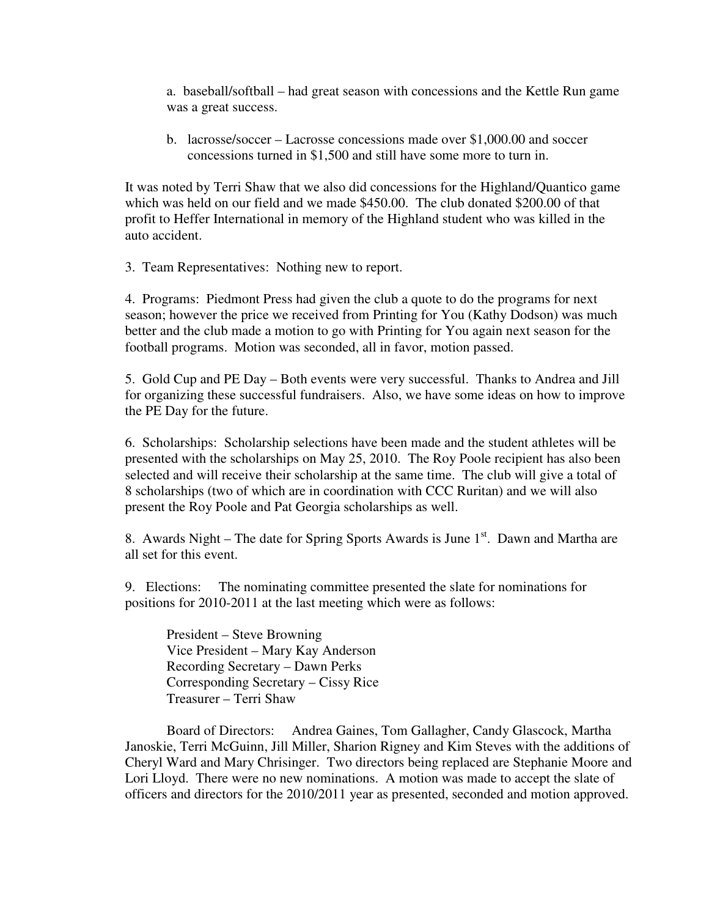a. baseball/softball – had great season with concessions and the Kettle Run game was a great success.

b. lacrosse/soccer – Lacrosse concessions made over $1,000.00 and soccer concessions turned in $1,500 and still have some more to turn in.

It was noted by Terri Shaw that we also did concessions for the Highland/Quantico game which was held on our field and we made $450.00. The club donated $200.00 of that profit to Heffer International in memory of the Highland student who was killed in the auto accident.

3. Team Representatives: Nothing new to report.

4. Programs: Piedmont Press had given the club a quote to do the programs for next season; however the price we received from Printing for You (Kathy Dodson) was much better and the club made a motion to go with Printing for You again next season for the football programs. Motion was seconded, all in favor, motion passed.

5. Gold Cup and PE Day – Both events were very successful. Thanks to Andrea and Jill for organizing these successful fundraisers. Also, we have some ideas on how to improve the PE Day for the future.

6. Scholarships: Scholarship selections have been made and the student athletes will be presented with the scholarships on May 25, 2010. The Roy Poole recipient has also been selected and will receive their scholarship at the same time. The club will give a total of 8 scholarships (two of which are in coordination with CCC Ruritan) and we will also present the Roy Poole and Pat Georgia scholarships as well.

8. Awards Night – The date for Spring Sports Awards is June 1st. Dawn and Martha are all set for this event.

9. Elections: The nominating committee presented the slate for nominations for positions for 2010-2011 at the last meeting which were as follows:

President – Steve Browning
Vice President – Mary Kay Anderson
Recording Secretary – Dawn Perks
Corresponding Secretary – Cissy Rice
Treasurer – Terri Shaw

Board of Directors: Andrea Gaines, Tom Gallagher, Candy Glascock, Martha Janoskie, Terri McGuinn, Jill Miller, Sharion Rigney and Kim Steves with the additions of Cheryl Ward and Mary Chrisinger. Two directors being replaced are Stephanie Moore and Lori Lloyd. There were no new nominations. A motion was made to accept the slate of officers and directors for the 2010/2011 year as presented, seconded and motion approved.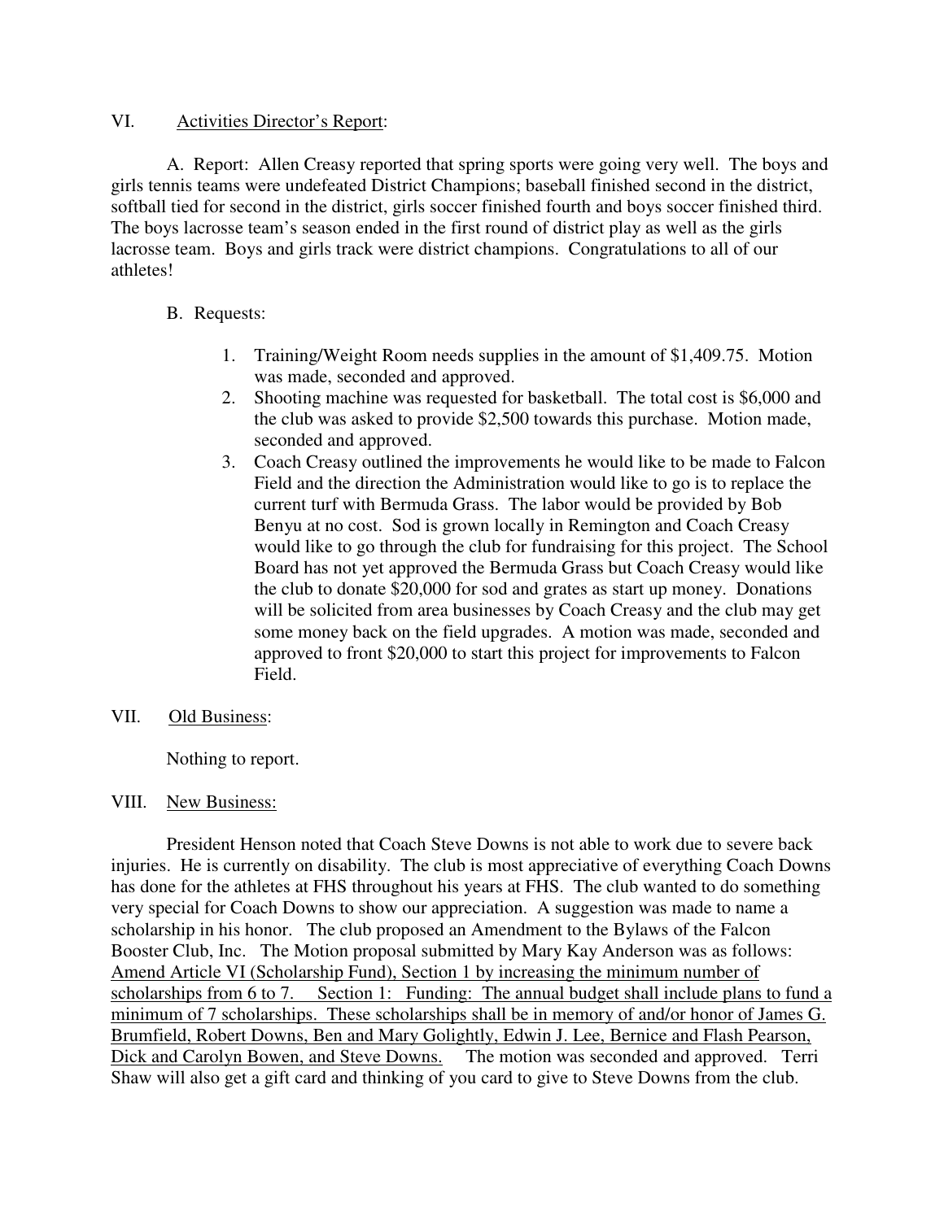## VI. <u>Activities Director's Report</u>:

A. Report: Allen Creasy reported that spring sports were going very well. The boys and girls tennis teams were undefeated District Champions; baseball finished second in the district, softball tied for second in the district, girls soccer finished fourth and boys soccer finished third. The boys lacrosse team's season ended in the first round of district play as well as the girls lacrosse team. Boys and girls track were district champions. Congratulations to all of our athletes!

B. Requests:

1. Training/Weight Room needs supplies in the amount of $1,409.75. Motion was made, seconded and approved.
2. Shooting machine was requested for basketball. The total cost is $6,000 and the club was asked to provide $2,500 towards this purchase. Motion made, seconded and approved.
3. Coach Creasy outlined the improvements he would like to be made to Falcon Field and the direction the Administration would like to go is to replace the current turf with Bermuda Grass. The labor would be provided by Bob Benyu at no cost. Sod is grown locally in Remington and Coach Creasy would like to go through the club for fundraising for this project. The School Board has not yet approved the Bermuda Grass but Coach Creasy would like the club to donate $20,000 for sod and grates as start up money. Donations will be solicited from area businesses by Coach Creasy and the club may get some money back on the field upgrades. A motion was made, seconded and approved to front $20,000 to start this project for improvements to Falcon Field.

## VII. <u>Old Business</u>:

Nothing to report.

## VIII. <u>New Business:</u>

President Henson noted that Coach Steve Downs is not able to work due to severe back injuries. He is currently on disability. The club is most appreciative of everything Coach Downs has done for the athletes at FHS throughout his years at FHS. The club wanted to do something very special for Coach Downs to show our appreciation. A suggestion was made to name a scholarship in his honor. The club proposed an Amendment to the Bylaws of the Falcon Booster Club, Inc. The Motion proposal submitted by Mary Kay Anderson was as follows: <u>Amend Article VI (Scholarship Fund), Section 1 by increasing the minimum number of scholarships from 6 to 7. Section 1: Funding: The annual budget shall include plans to fund a minimum of 7 scholarships. These scholarships shall be in memory of and/or honor of James G. Brumfield, Robert Downs, Ben and Mary Golightly, Edwin J. Lee, Bernice and Flash Pearson, Dick and Carolyn Bowen, and Steve Downs.</u> The motion was seconded and approved. Terri Shaw will also get a gift card and thinking of you card to give to Steve Downs from the club.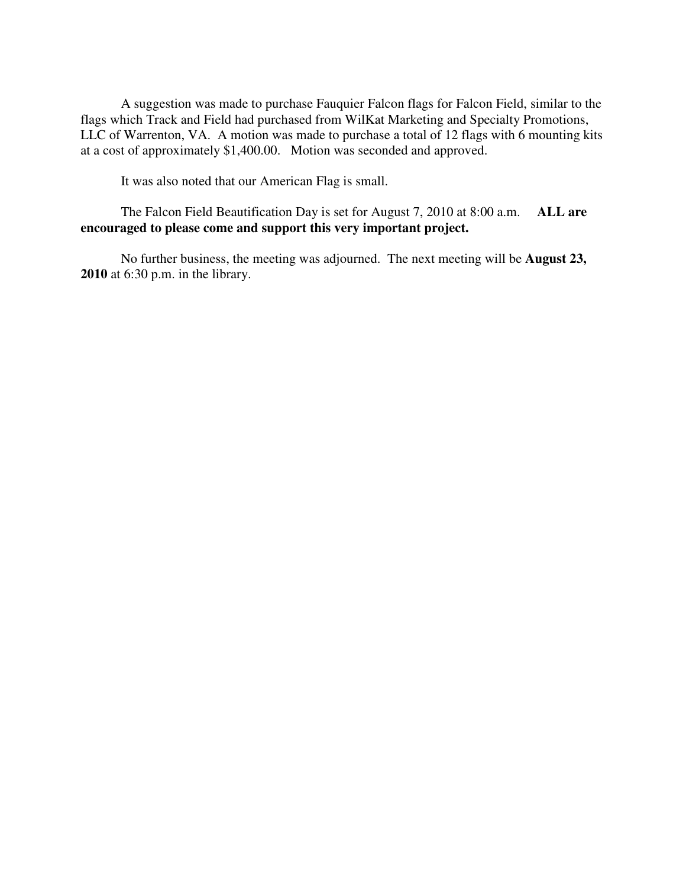A suggestion was made to purchase Fauquier Falcon flags for Falcon Field, similar to the flags which Track and Field had purchased from WilKat Marketing and Specialty Promotions, LLC of Warrenton, VA. A motion was made to purchase a total of 12 flags with 6 mounting kits at a cost of approximately $1,400.00. Motion was seconded and approved.

It was also noted that our American Flag is small.

The Falcon Field Beautification Day is set for August 7, 2010 at 8:00 a.m. **ALL are encouraged to please come and support this very important project.**

No further business, the meeting was adjourned. The next meeting will be **August 23, 2010** at 6:30 p.m. in the library.